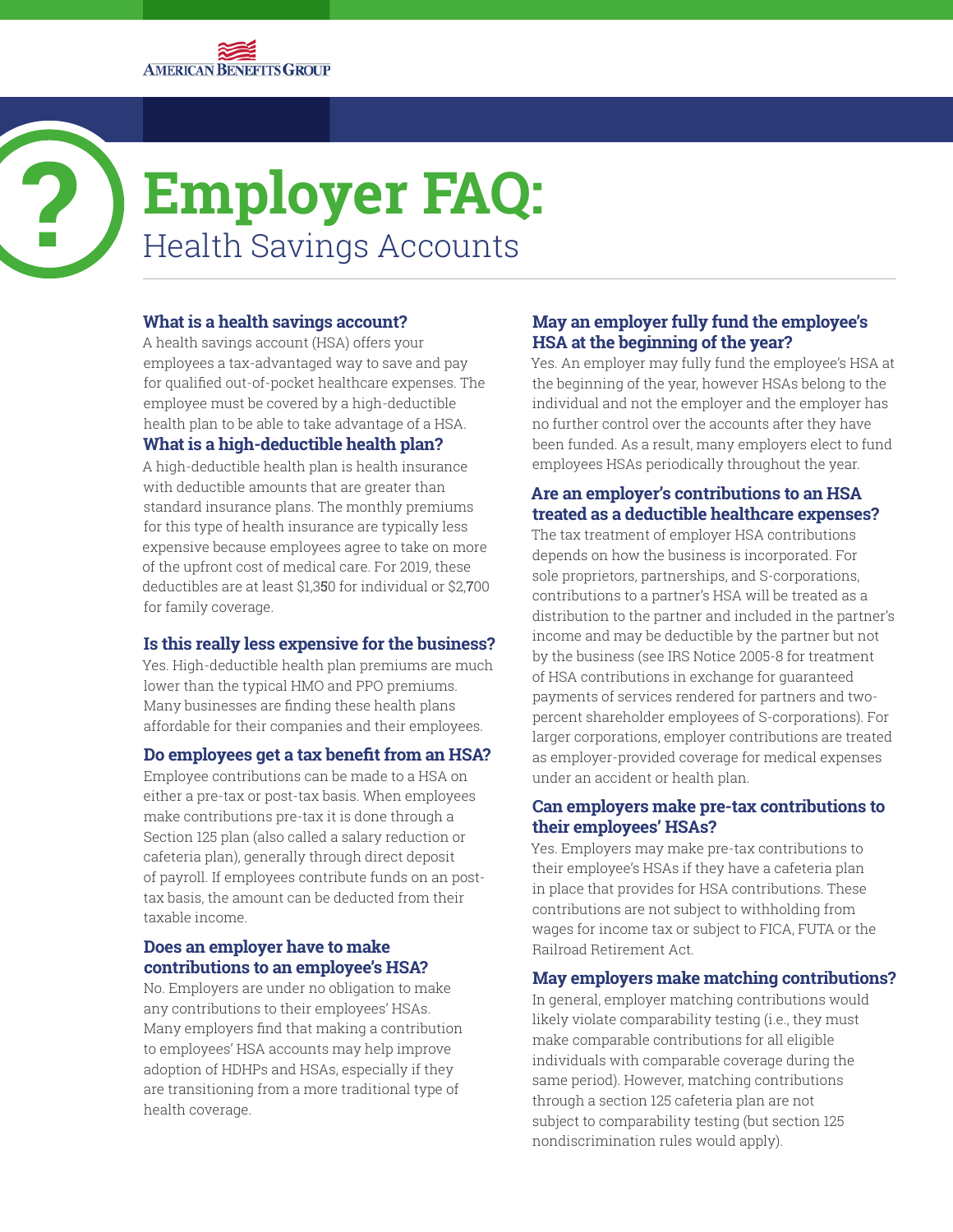# Employer FAQ:

## Health Savings Accounts

### What is a health savings account?

A health savings account (HSA) offers your employees a tax-advantaged way to save and pay for qualified out-of-pocket healthcare expenses. The employee must be covered by a high-deductible health plan to be able to take advantage of a HSA.

### What is a high-deductible health plan?

A high-deductible health plan is health insurance with deductible amounts that are greater than standard insurance plans. The monthly premiums for this type of health insurance are typically less expensive because employees agree to take on more of the upfront cost of medical care. For 2019, these deductibles are at least $1,350 for individual or $2,700 for family coverage.

### Is this really less expensive for the business?

Yes. High-deductible health plan premiums are much lower than the typical HMO and PPO premiums. Many businesses are finding these health plans affordable for their companies and their employees.

### Do employees get a tax benefit from an HSA?

Employee contributions can be made to a HSA on either a pre-tax or post-tax basis. When employees make contributions pre-tax it is done through a Section 125 plan (also called a salary reduction or cafeteria plan), generally through direct deposit of payroll. If employees contribute funds on an post-tax basis, the amount can be deducted from their taxable income.

### Does an employer have to make contributions to an employee's HSA?

No. Employers are under no obligation to make any contributions to their employees' HSAs. Many employers find that making a contribution to employees' HSA accounts may help improve adoption of HDHPs and HSAs, especially if they are transitioning from a more traditional type of health coverage.

### May an employer fully fund the employee's HSA at the beginning of the year?

Yes. An employer may fully fund the employee's HSA at the beginning of the year, however HSAs belong to the individual and not the employer and the employer has no further control over the accounts after they have been funded. As a result, many employers elect to fund employees HSAs periodically throughout the year.

### Are an employer's contributions to an HSA treated as a deductible healthcare expenses?

The tax treatment of employer HSA contributions depends on how the business is incorporated. For sole proprietors, partnerships, and S-corporations, contributions to a partner's HSA will be treated as a distribution to the partner and included in the partner's income and may be deductible by the partner but not by the business (see IRS Notice 2005-8 for treatment of HSA contributions in exchange for guaranteed payments of services rendered for partners and two-percent shareholder employees of S-corporations). For larger corporations, employer contributions are treated as employer-provided coverage for medical expenses under an accident or health plan.

### Can employers make pre-tax contributions to their employees' HSAs?

Yes. Employers may make pre-tax contributions to their employee's HSAs if they have a cafeteria plan in place that provides for HSA contributions. These contributions are not subject to withholding from wages for income tax or subject to FICA, FUTA or the Railroad Retirement Act.

### May employers make matching contributions?

In general, employer matching contributions would likely violate comparability testing (i.e., they must make comparable contributions for all eligible individuals with comparable coverage during the same period). However, matching contributions through a section 125 cafeteria plan are not subject to comparability testing (but section 125 nondiscrimination rules would apply).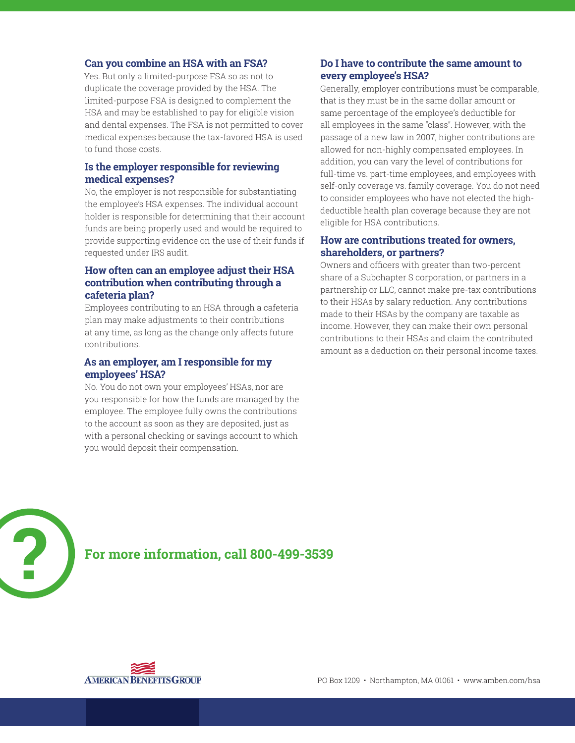### Can you combine an HSA with an FSA?

Yes. But only a limited-purpose FSA so as not to duplicate the coverage provided by the HSA. The limited-purpose FSA is designed to complement the HSA and may be established to pay for eligible vision and dental expenses. The FSA is not permitted to cover medical expenses because the tax-favored HSA is used to fund those costs.

### Is the employer responsible for reviewing medical expenses?

No, the employer is not responsible for substantiating the employee's HSA expenses. The individual account holder is responsible for determining that their account funds are being properly used and would be required to provide supporting evidence on the use of their funds if requested under IRS audit.

### How often can an employee adjust their HSA contribution when contributing through a cafeteria plan?

Employees contributing to an HSA through a cafeteria plan may make adjustments to their contributions at any time, as long as the change only affects future contributions.

### As an employer, am I responsible for my employees' HSA?

No. You do not own your employees' HSAs, nor are you responsible for how the funds are managed by the employee. The employee fully owns the contributions to the account as soon as they are deposited, just as with a personal checking or savings account to which you would deposit their compensation.

### Do I have to contribute the same amount to every employee's HSA?

Generally, employer contributions must be comparable, that is they must be in the same dollar amount or same percentage of the employee's deductible for all employees in the same "class". However, with the passage of a new law in 2007, higher contributions are allowed for non-highly compensated employees. In addition, you can vary the level of contributions for full-time vs. part-time employees, and employees with self-only coverage vs. family coverage. You do not need to consider employees who have not elected the high-deductible health plan coverage because they are not eligible for HSA contributions.

### How are contributions treated for owners, shareholders, or partners?

Owners and officers with greater than two-percent share of a Subchapter S corporation, or partners in a partnership or LLC, cannot make pre-tax contributions to their HSAs by salary reduction. Any contributions made to their HSAs by the company are taxable as income. However, they can make their own personal contributions to their HSAs and claim the contributed amount as a deduction on their personal income taxes.

## For more information, call 800-499-3539

American Benefits Group

PO Box 1209 • Northampton, MA 01061 • www.amben.com/hsa